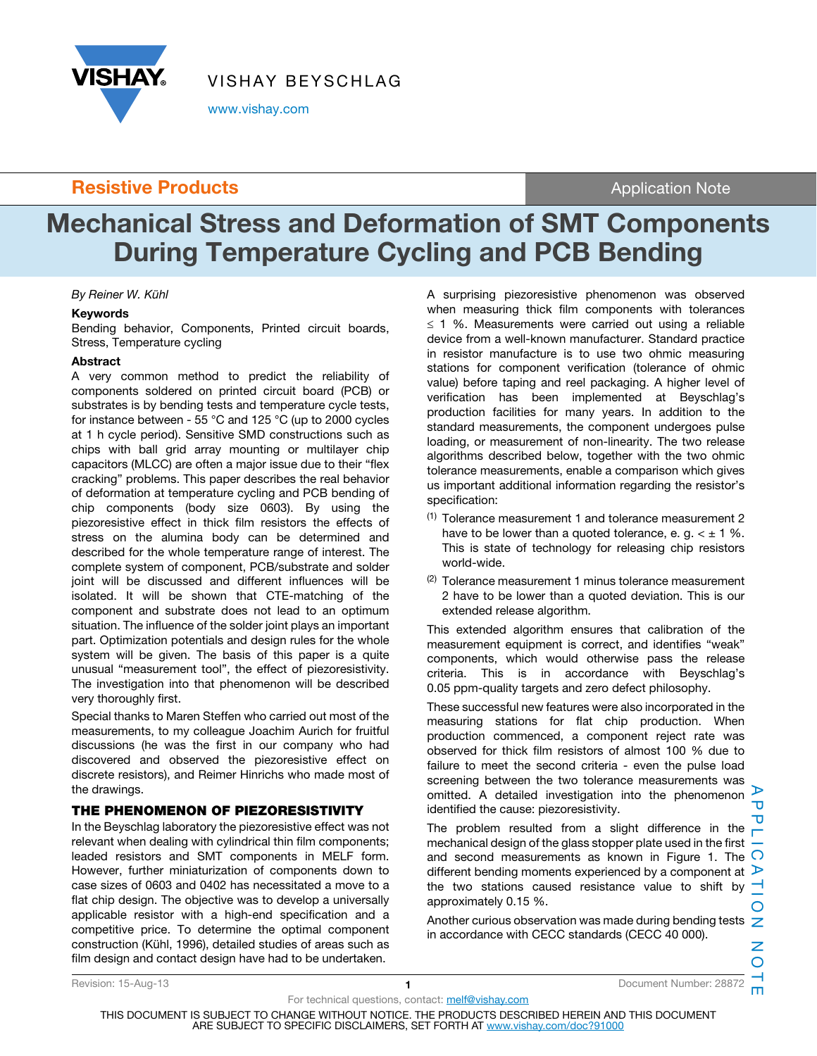# Mechanical Stress and Deformation of SMT Components During Temperature Cycling and PCB Bending

*By Reiner W. Kühl*

**Keywords**

Bending behavior, Components, Printed circuit boards, Stress, Temperature cycling

**Abstract**

A very common method to predict the reliability of components soldered on printed circuit board (PCB) or substrates is by bending tests and temperature cycle tests, for instance between - 55 °C and 125 °C (up to 2000 cycles at 1 h cycle period). Sensitive SMD constructions such as chips with ball grid array mounting or multilayer chip capacitors (MLCC) are often a major issue due to their "flex cracking" problems. This paper describes the real behavior of deformation at temperature cycling and PCB bending of chip components (body size 0603). By using the piezoresistive effect in thick film resistors the effects of stress on the alumina body can be determined and described for the whole temperature range of interest. The complete system of component, PCB/substrate and solder joint will be discussed and different influences will be isolated. It will be shown that CTE-matching of the component and substrate does not lead to an optimum situation. The influence of the solder joint plays an important part. Optimization potentials and design rules for the whole system will be given. The basis of this paper is a quite unusual "measurement tool", the effect of piezoresistivity. The investigation into that phenomenon will be described very thoroughly first.

Special thanks to Maren Steffen who carried out most of the measurements, to my colleague Joachim Aurich for fruitful discussions (he was the first in our company who had discovered and observed the piezoresistive effect on discrete resistors), and Reimer Hinrichs who made most of the drawings.

## THE PHENOMENON OF PIEZORESISTIVITY

In the Beyschlag laboratory the piezoresistive effect was not relevant when dealing with cylindrical thin film components; leaded resistors and SMT components in MELF form. However, further miniaturization of components down to case sizes of 0603 and 0402 has necessitated a move to a flat chip design. The objective was to develop a universally applicable resistor with a high-end specification and a competitive price. To determine the optimal component construction (Kühl, 1996), detailed studies of areas such as film design and contact design have had to be undertaken.

A surprising piezoresistive phenomenon was observed when measuring thick film components with tolerances ≤ 1 %. Measurements were carried out using a reliable device from a well-known manufacturer. Standard practice in resistor manufacture is to use two ohmic measuring stations for component verification (tolerance of ohmic value) before taping and reel packaging. A higher level of verification has been implemented at Beyschlag's production facilities for many years. In addition to the standard measurements, the component undergoes pulse loading, or measurement of non-linearity. The two release algorithms described below, together with the two ohmic tolerance measurements, enable a comparison which gives us important additional information regarding the resistor's specification:

(1) Tolerance measurement 1 and tolerance measurement 2 have to be lower than a quoted tolerance, e. g. < ± 1 %. This is state of technology for releasing chip resistors world-wide.

(2) Tolerance measurement 1 minus tolerance measurement 2 have to be lower than a quoted deviation. This is our extended release algorithm.

This extended algorithm ensures that calibration of the measurement equipment is correct, and identifies "weak" components, which would otherwise pass the release criteria. This is in accordance with Beyschlag's 0.05 ppm-quality targets and zero defect philosophy.

These successful new features were also incorporated in the measuring stations for flat chip production. When production commenced, a component reject rate was observed for thick film resistors of almost 100 % due to failure to meet the second criteria - even the pulse load screening between the two tolerance measurements was omitted. A detailed investigation into the phenomenon identified the cause: piezoresistivity.

The problem resulted from a slight difference in the mechanical design of the glass stopper plate used in the first and second measurements as known in Figure 1. The different bending moments experienced by a component at the two stations caused resistance value to shift by approximately 0.15 %.

Another curious observation was made during bending tests in accordance with CECC standards (CECC 40 000).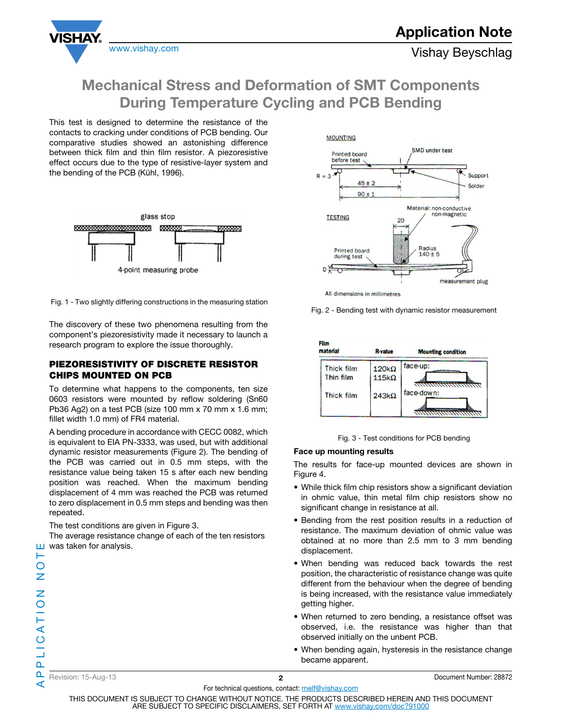# Mechanical Stress and Deformation of SMT Components During Temperature Cycling and PCB Bending

This test is designed to determine the resistance of the contacts to cracking under conditions of PCB bending. Our comparative studies showed an astonishing difference between thick film and thin film resistor. A piezoresistive effect occurs due to the type of resistive-layer system and the bending of the PCB (Kühl, 1996).

Fig. 1 - Two slightly differing constructions in the measuring station

The discovery of these two phenomena resulting from the component's piezoresistivity made it necessary to launch a research program to explore the issue thoroughly.

## PIEZORESISTIVITY OF DISCRETE RESISTOR CHIPS MOUNTED ON PCB

To determine what happens to the components, ten size 0603 resistors were mounted by reflow soldering (Sn60 Pb36 Ag2) on a test PCB (size 100 mm x 70 mm x 1.6 mm; fillet width 1.0 mm) of FR4 material.

A bending procedure in accordance with CECC 0082, which is equivalent to EIA PN-3333, was used, but with additional dynamic resistor measurements (Figure 2). The bending of the PCB was carried out in 0.5 mm steps, with the resistance value being taken 15 s after each new bending position was reached. When the maximum bending displacement of 4 mm was reached the PCB was returned to zero displacement in 0.5 mm steps and bending was then repeated.

The test conditions are given in Figure 3.

The average resistance change of each of the ten resistors was taken for analysis.

Fig. 2 - Bending test with dynamic resistor measurement

| Film material | R-value | Mounting condition |
|---|---|---|
| Thick film | 120kΩ | face-up |
| Thin film | 115kΩ | face-up |
| Thick film | 243kΩ | face-down |

Fig. 3 - Test conditions for PCB bending

**Face up mounting results**

The results for face-up mounted devices are shown in Figure 4.

- While thick film chip resistors show a significant deviation in ohmic value, thin metal film chip resistors show no significant change in resistance at all.
- Bending from the rest position results in a reduction of resistance. The maximum deviation of ohmic value was obtained at no more than 2.5 mm to 3 mm bending displacement.
- When bending was reduced back towards the rest position, the characteristic of resistance change was quite different from the behaviour when the degree of bending is being increased, with the resistance value immediately getting higher.
- When returned to zero bending, a resistance offset was observed, i.e. the resistance was higher than that observed initially on the unbent PCB.
- When bending again, hysteresis in the resistance change became apparent.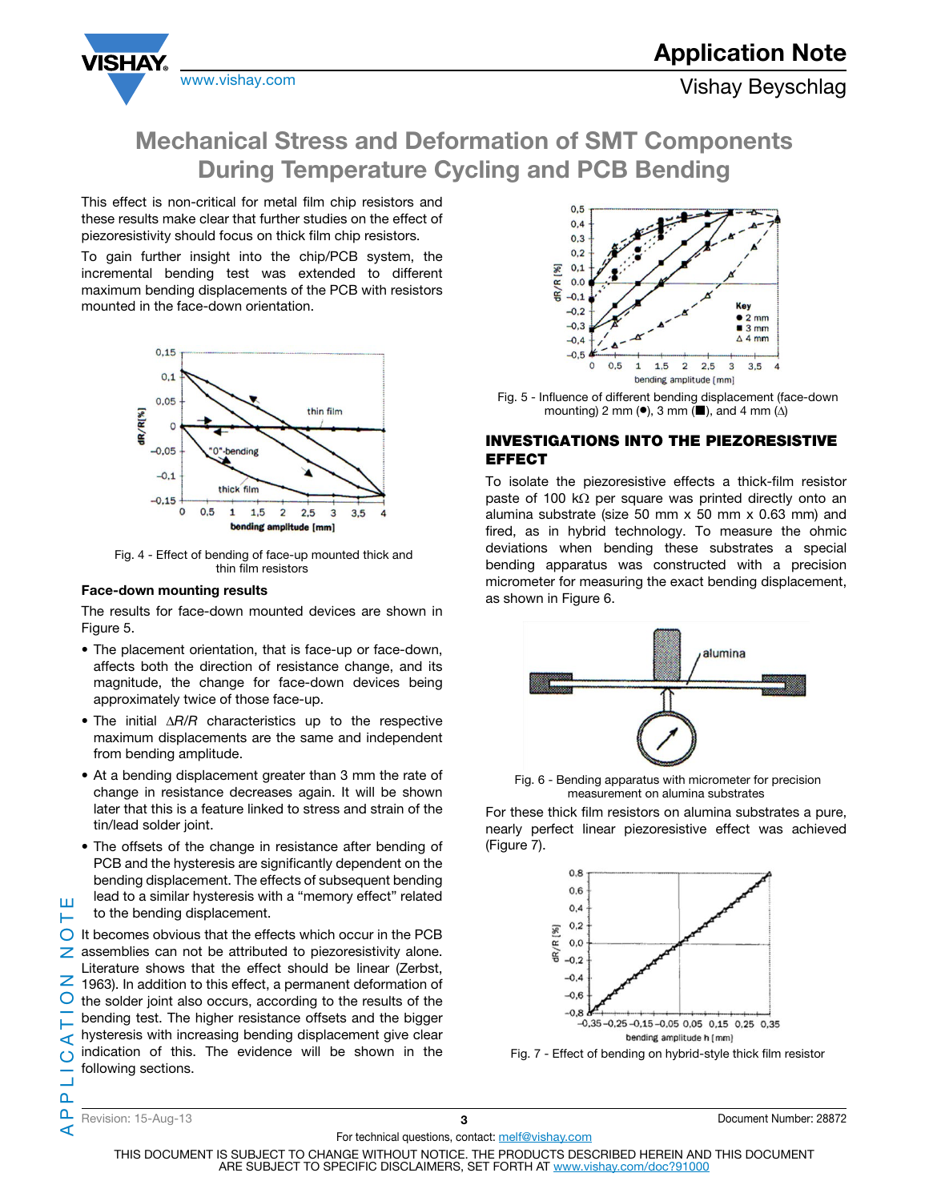## Mechanical Stress and Deformation of SMT Components During Temperature Cycling and PCB Bending

This effect is non-critical for metal film chip resistors and these results make clear that further studies on the effect of piezoresistivity should focus on thick film chip resistors.

To gain further insight into the chip/PCB system, the incremental bending test was extended to different maximum bending displacements of the PCB with resistors mounted in the face-down orientation.

Fig. 4 - Effect of bending of face-up mounted thick and thin film resistors

### Face-down mounting results

The results for face-down mounted devices are shown in Figure 5.

- The placement orientation, that is face-up or face-down, affects both the direction of resistance change, and its magnitude, the change for face-down devices being approximately twice of those face-up.
- The initial $\Delta R/R$ characteristics up to the respective maximum displacements are the same and independent from bending amplitude.
- At a bending displacement greater than 3 mm the rate of change in resistance decreases again. It will be shown later that this is a feature linked to stress and strain of the tin/lead solder joint.
- The offsets of the change in resistance after bending of PCB and the hysteresis are significantly dependent on the bending displacement. The effects of subsequent bending lead to a similar hysteresis with a "memory effect" related to the bending displacement.

It becomes obvious that the effects which occur in the PCB assemblies can not be attributed to piezoresistivity alone. Literature shows that the effect should be linear (Zerbst, 1963). In addition to this effect, a permanent deformation of the solder joint also occurs, according to the results of the bending test. The higher resistance offsets and the bigger hysteresis with increasing bending displacement give clear indication of this. The evidence will be shown in the following sections.

Fig. 5 - Influence of different bending displacement (face-down mounting) 2 mm (●), 3 mm (■), and 4 mm (Δ)

### INVESTIGATIONS INTO THE PIEZORESISTIVE EFFECT

To isolate the piezoresistive effects a thick-film resistor paste of 100 kΩ per square was printed directly onto an alumina substrate (size 50 mm x 50 mm x 0.63 mm) and fired, as in hybrid technology. To measure the ohmic deviations when bending these substrates a special bending apparatus was constructed with a precision micrometer for measuring the exact bending displacement, as shown in Figure 6.

Fig. 6 - Bending apparatus with micrometer for precision measurement on alumina substrates

For these thick film resistors on alumina substrates a pure, nearly perfect linear piezoresistive effect was achieved (Figure 7).

Fig. 7 - Effect of bending on hybrid-style thick film resistor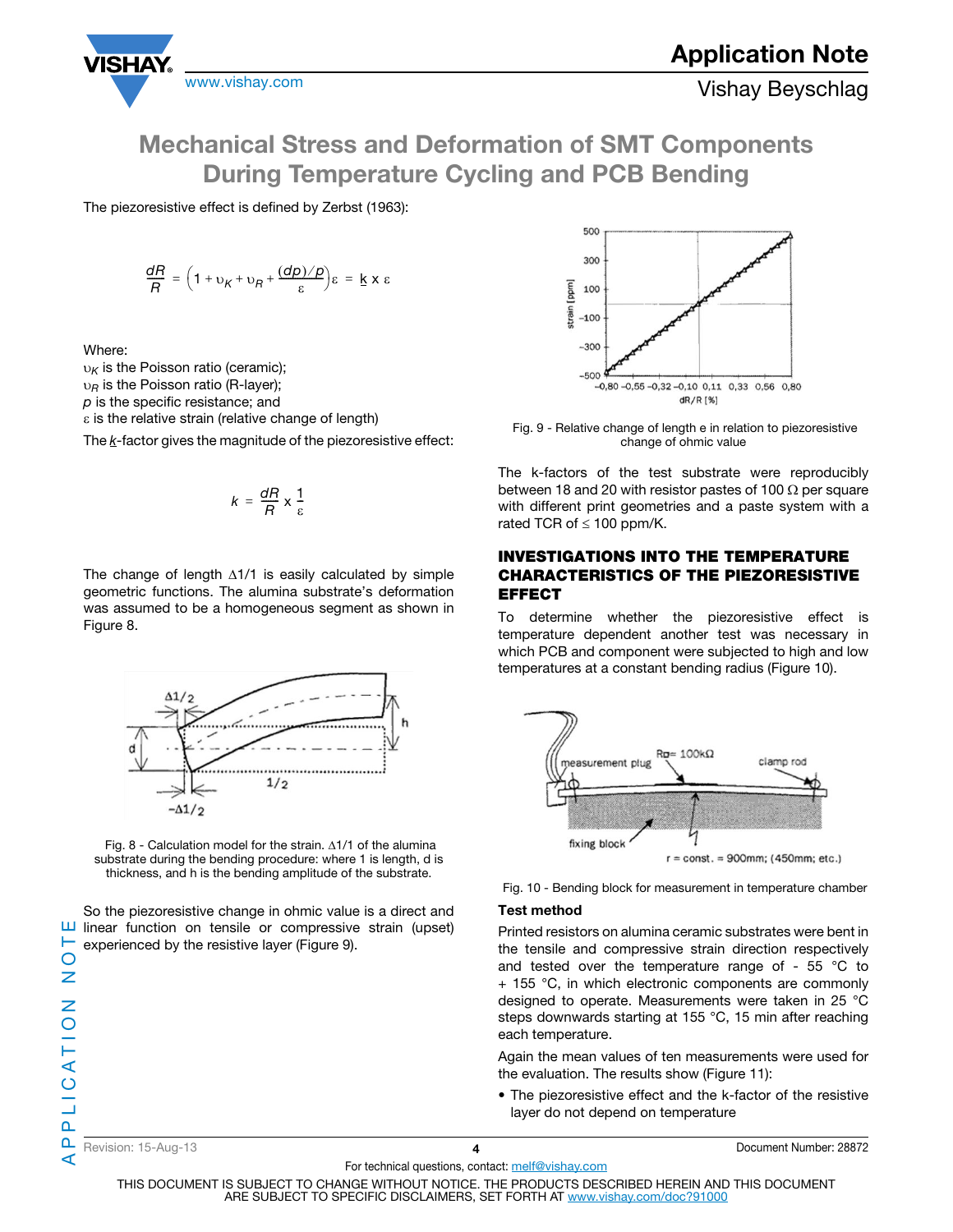## Mechanical Stress and Deformation of SMT Components During Temperature Cycling and PCB Bending

The piezoresistive effect is defined by Zerbst (1963):

$$\frac{dR}{R} = \left(1 + \upsilon_K + \upsilon_R + \frac{(dp)/p}{\varepsilon}\right)\varepsilon = \underline{k} \times \varepsilon$$

Where:

$\upsilon_K$ is the Poisson ratio (ceramic);

$\upsilon_R$ is the Poisson ratio (R-layer);

$p$ is the specific resistance; and

$\varepsilon$ is the relative strain (relative change of length)

The $\underline{k}$-factor gives the magnitude of the piezoresistive effect:

$$k = \frac{dR}{R} \times \frac{1}{\varepsilon}$$

The change of length $\Delta 1/1$ is easily calculated by simple geometric functions. The alumina substrate's deformation was assumed to be a homogeneous segment as shown in Figure 8.

Fig. 8 - Calculation model for the strain. $\Delta 1/1$ of the alumina substrate during the bending procedure: where 1 is length, d is thickness, and h is the bending amplitude of the substrate.

So the piezoresistive change in ohmic value is a direct and linear function on tensile or compressive strain (upset) experienced by the resistive layer (Figure 9).

Fig. 9 - Relative change of length e in relation to piezoresistive change of ohmic value

The k-factors of the test substrate were reproducibly between 18 and 20 with resistor pastes of 100 Ω per square with different print geometries and a paste system with a rated TCR of ≤ 100 ppm/K.

### INVESTIGATIONS INTO THE TEMPERATURE CHARACTERISTICS OF THE PIEZORESISTIVE EFFECT

To determine whether the piezoresistive effect is temperature dependent another test was necessary in which PCB and component were subjected to high and low temperatures at a constant bending radius (Figure 10).

Fig. 10 - Bending block for measurement in temperature chamber

**Test method**

Printed resistors on alumina ceramic substrates were bent in the tensile and compressive strain direction respectively and tested over the temperature range of - 55 °C to + 155 °C, in which electronic components are commonly designed to operate. Measurements were taken in 25 °C steps downwards starting at 155 °C, 15 min after reaching each temperature.

Again the mean values of ten measurements were used for the evaluation. The results show (Figure 11):

- The piezoresistive effect and the k-factor of the resistive layer do not depend on temperature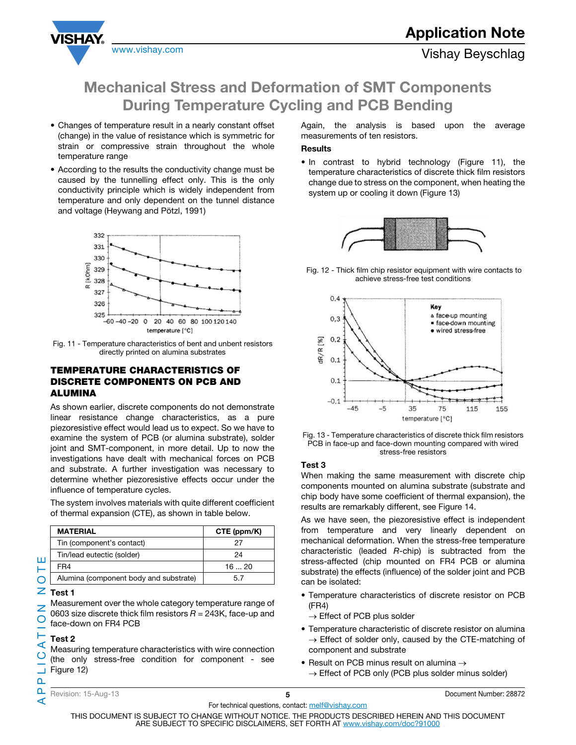- Changes of temperature result in a nearly constant offset (change) in the value of resistance which is symmetric for strain or compressive strain throughout the whole temperature range
- According to the results the conductivity change must be caused by the tunnelling effect only. This is the only conductivity principle which is widely independent from temperature and only dependent on the tunnel distance and voltage (Heywang and Pötzl, 1991)

Fig. 11 - Temperature characteristics of bent and unbent resistors directly printed on alumina substrates

### TEMPERATURE CHARACTERISTICS OF DISCRETE COMPONENTS ON PCB AND ALUMINA

As shown earlier, discrete components do not demonstrate linear resistance change characteristics, as a pure piezoresistive effect would lead us to expect. So we have to examine the system of PCB (or alumina substrate), solder joint and SMT-component, in more detail. Up to now the investigations have dealt with mechanical forces on PCB and substrate. A further investigation was necessary to determine whether piezoresistive effects occur under the influence of temperature cycles.

The system involves materials with quite different coefficient of thermal expansion (CTE), as shown in table below.

| MATERIAL | CTE (ppm/K) |
|---|---|
| Tin (component's contact) | 27 |
| Tin/lead eutectic (solder) | 24 |
| FR4 | 16 ... 20 |
| Alumina (component body and substrate) | 5.7 |

**Test 1**

Measurement over the whole category temperature range of 0603 size discrete thick film resistors *R* = 243K, face-up and face-down on FR4 PCB

**Test 2**

Measuring temperature characteristics with wire connection (the only stress-free condition for component - see Figure 12)

Again, the analysis is based upon the average measurements of ten resistors.

**Results**

- In contrast to hybrid technology (Figure 11), the temperature characteristics of discrete thick film resistors change due to stress on the component, when heating the system up or cooling it down (Figure 13)

Fig. 12 - Thick film chip resistor equipment with wire contacts to achieve stress-free test conditions

Fig. 13 - Temperature characteristics of discrete thick film resistors PCB in face-up and face-down mounting compared with wired stress-free resistors

**Test 3**

When making the same measurement with discrete chip components mounted on alumina substrate (substrate and chip body have some coefficient of thermal expansion), the results are remarkably different, see Figure 14.

As we have seen, the piezoresistive effect is independent from temperature and very linearly dependent on mechanical deformation. When the stress-free temperature characteristic (leaded *R*-chip) is subtracted from the stress-affected (chip mounted on FR4 PCB or alumina substrate) the effects (influence) of the solder joint and PCB can be isolated:

- Temperature characteristics of discrete resistor on PCB (FR4)
  → Effect of PCB plus solder
- Temperature characteristic of discrete resistor on alumina → Effect of solder only, caused by the CTE-matching of component and substrate
- Result on PCB minus result on alumina →
  → Effect of PCB only (PCB plus solder minus solder)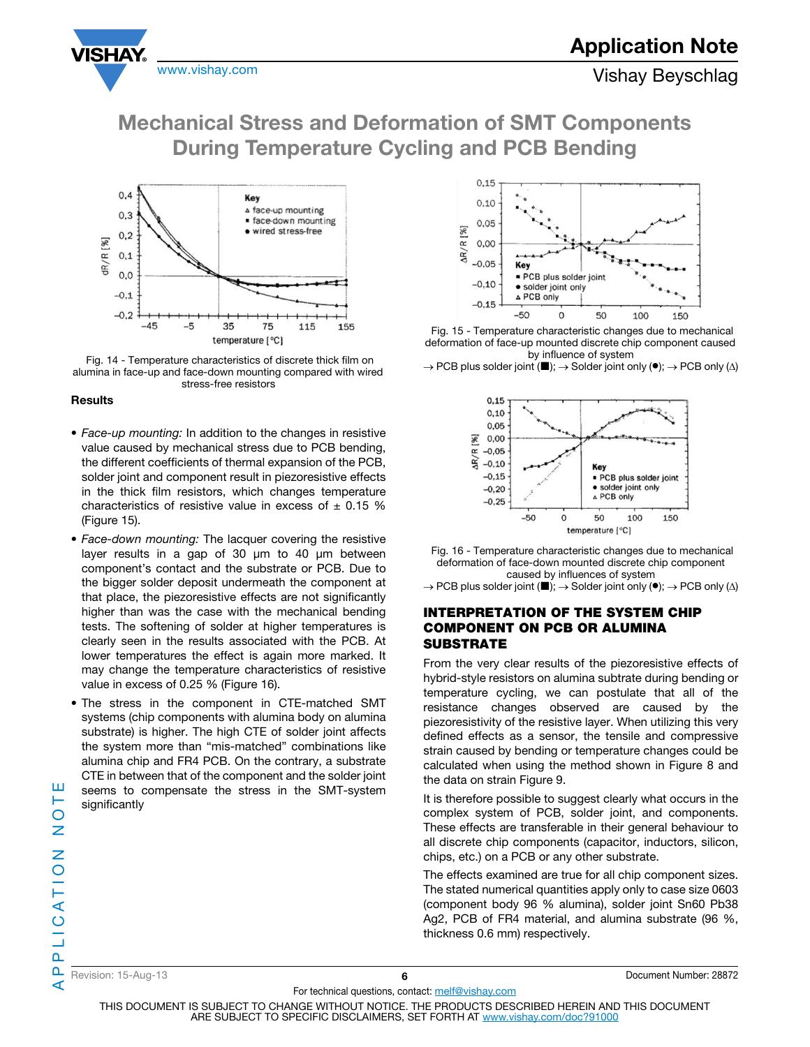# Mechanical Stress and Deformation of SMT Components During Temperature Cycling and PCB Bending

Fig. 14 - Temperature characteristics of discrete thick film on alumina in face-up and face-down mounting compared with wired stress-free resistors

### Results

- *Face-up mounting:* In addition to the changes in resistive value caused by mechanical stress due to PCB bending, the different coefficients of thermal expansion of the PCB, solder joint and component result in piezoresistive effects in the thick film resistors, which changes temperature characteristics of resistive value in excess of ± 0.15 % (Figure 15).
- *Face-down mounting:* The lacquer covering the resistive layer results in a gap of 30 µm to 40 µm between component's contact and the substrate or PCB. Due to the bigger solder deposit underneath the component at that place, the piezoresistive effects are not significantly higher than was the case with the mechanical bending tests. The softening of solder at higher temperatures is clearly seen in the results associated with the PCB. At lower temperatures the effect is again more marked. It may change the temperature characteristics of resistive value in excess of 0.25 % (Figure 16).
- The stress in the component in CTE-matched SMT systems (chip components with alumina body on alumina substrate) is higher. The high CTE of solder joint affects the system more than "mis-matched" combinations like alumina chip and FR4 PCB. On the contrary, a substrate CTE in between that of the component and the solder joint seems to compensate the stress in the SMT-system significantly

Fig. 15 - Temperature characteristic changes due to mechanical deformation of face-up mounted discrete chip component caused by influence of system
→ PCB plus solder joint (■); → Solder joint only (●); → PCB only (Δ)

Fig. 16 - Temperature characteristic changes due to mechanical deformation of face-down mounted discrete chip component caused by influences of system
→ PCB plus solder joint (■); → Solder joint only (●); → PCB only (Δ)

## INTERPRETATION OF THE SYSTEM CHIP COMPONENT ON PCB OR ALUMINA SUBSTRATE

From the very clear results of the piezoresistive effects of hybrid-style resistors on alumina subtrate during bending or temperature cycling, we can postulate that all of the resistance changes observed are caused by the piezoresistivity of the resistive layer. When utilizing this very defined effects as a sensor, the tensile and compressive strain caused by bending or temperature changes could be calculated when using the method shown in Figure 8 and the data on strain Figure 9.

It is therefore possible to suggest clearly what occurs in the complex system of PCB, solder joint, and components. These effects are transferable in their general behaviour to all discrete chip components (capacitor, inductors, silicon, chips, etc.) on a PCB or any other substrate.

The effects examined are true for all chip component sizes. The stated numerical quantities apply only to case size 0603 (component body 96 % alumina), solder joint Sn60 Pb38 Ag2, PCB of FR4 material, and alumina substrate (96 %, thickness 0.6 mm) respectively.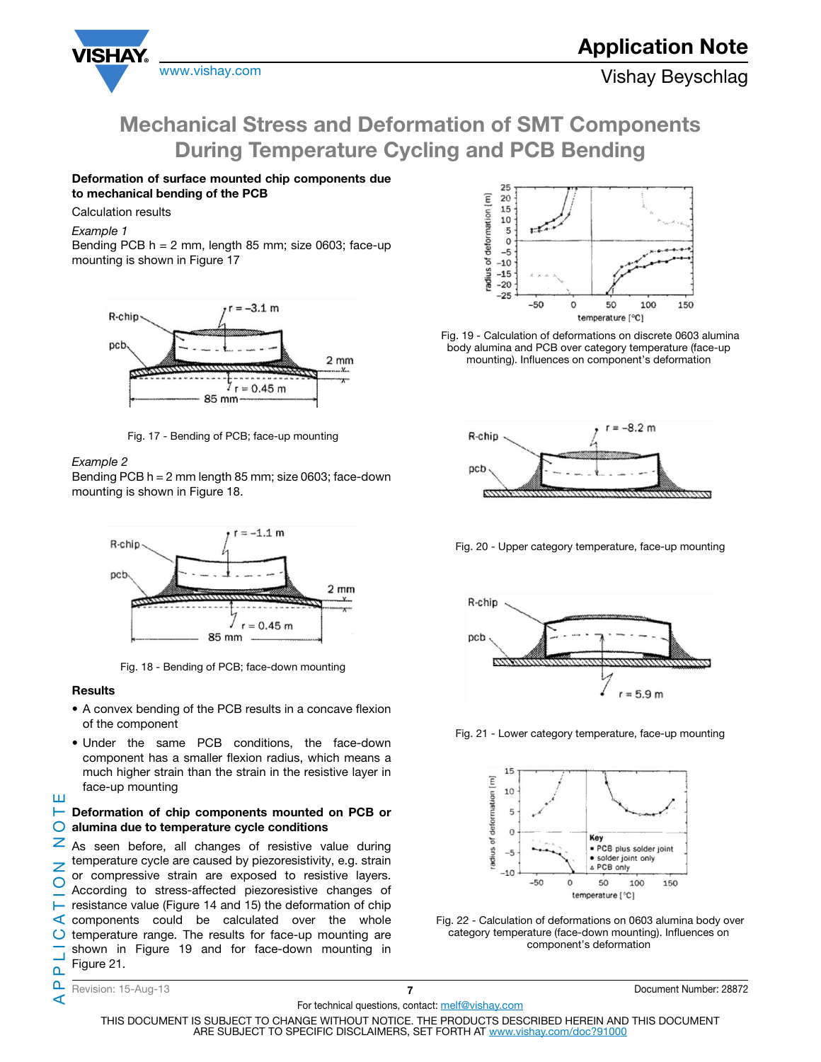# Mechanical Stress and Deformation of SMT Components During Temperature Cycling and PCB Bending

**Deformation of surface mounted chip components due to mechanical bending of the PCB**

Calculation results

*Example 1*

Bending PCB h = 2 mm, length 85 mm; size 0603; face-up mounting is shown in Figure 17

Fig. 17 - Bending of PCB; face-up mounting

*Example 2*

Bending PCB h = 2 mm length 85 mm; size 0603; face-down mounting is shown in Figure 18.

Fig. 18 - Bending of PCB; face-down mounting

**Results**

- A convex bending of the PCB results in a concave flexion of the component
- Under the same PCB conditions, the face-down component has a smaller flexion radius, which means a much higher strain than the strain in the resistive layer in face-up mounting

**Deformation of chip components mounted on PCB or alumina due to temperature cycle conditions**

As seen before, all changes of resistive value during temperature cycle are caused by piezoresistivity, e.g. strain or compressive strain are exposed to resistive layers. According to stress-affected piezoresistive changes of resistance value (Figure 14 and 15) the deformation of chip components could be calculated over the whole temperature range. The results for face-up mounting are shown in Figure 19 and for face-down mounting in Figure 21.

Fig. 19 - Calculation of deformations on discrete 0603 alumina body alumina and PCB over category temperature (face-up mounting). Influences on component's deformation

Fig. 20 - Upper category temperature, face-up mounting

Fig. 21 - Lower category temperature, face-up mounting

Fig. 22 - Calculation of deformations on 0603 alumina body over category temperature (face-down mounting). Influences on component's deformation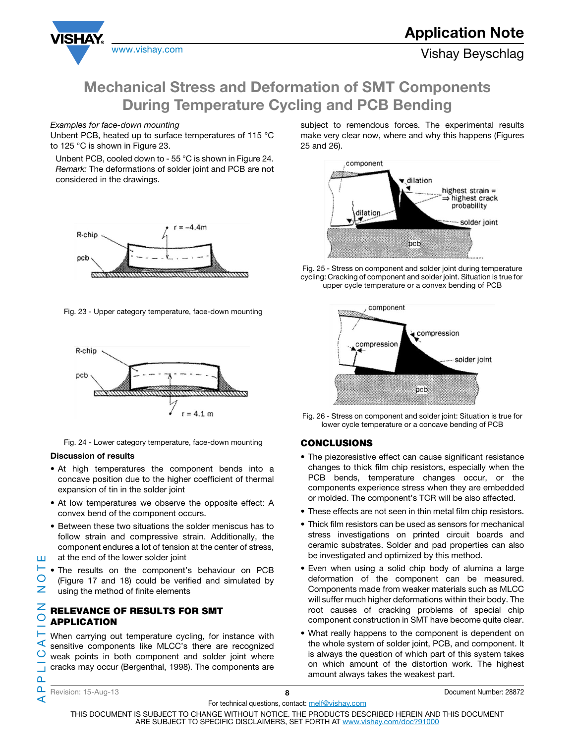# Mechanical Stress and Deformation of SMT Components During Temperature Cycling and PCB Bending

*Examples for face-down mounting*

Unbent PCB, heated up to surface temperatures of 115 °C to 125 °C is shown in Figure 23.

Unbent PCB, cooled down to - 55 °C is shown in Figure 24.

*Remark:* The deformations of solder joint and PCB are not considered in the drawings.

Fig. 23 - Upper category temperature, face-down mounting

Fig. 24 - Lower category temperature, face-down mounting

**Discussion of results**

- At high temperatures the component bends into a concave position due to the higher coefficient of thermal expansion of tin in the solder joint
- At low temperatures we observe the opposite effect: A convex bend of the component occurs.
- Between these two situations the solder meniscus has to follow strain and compressive strain. Additionally, the component endures a lot of tension at the center of stress, at the end of the lower solder joint
- The results on the component's behaviour on PCB (Figure 17 and 18) could be verified and simulated by using the method of finite elements

## RELEVANCE OF RESULTS FOR SMT APPLICATION

When carrying out temperature cycling, for instance with sensitive components like MLCC's there are recognized weak points in both component and solder joint where cracks may occur (Bergenthal, 1998). The components are subject to remendous forces. The experimental results make very clear now, where and why this happens (Figures 25 and 26).

Fig. 25 - Stress on component and solder joint during temperature cycling: Cracking of component and solder joint. Situation is true for upper cycle temperature or a convex bending of PCB

Fig. 26 - Stress on component and solder joint: Situation is true for lower cycle temperature or a concave bending of PCB

## CONCLUSIONS

- The piezoresistive effect can cause significant resistance changes to thick film chip resistors, especially when the PCB bends, temperature changes occur, or the components experience stress when they are embedded or molded. The component's TCR will be also affected.
- These effects are not seen in thin metal film chip resistors.
- Thick film resistors can be used as sensors for mechanical stress investigations on printed circuit boards and ceramic substrates. Solder and pad properties can also be investigated and optimized by this method.
- Even when using a solid chip body of alumina a large deformation of the component can be measured. Components made from weaker materials such as MLCC will suffer much higher deformations within their body. The root causes of cracking problems of special chip component construction in SMT have become quite clear.
- What really happens to the component is dependent on the whole system of solder joint, PCB, and component. It is always the question of which part of this system takes on which amount of the distortion work. The highest amount always takes the weakest part.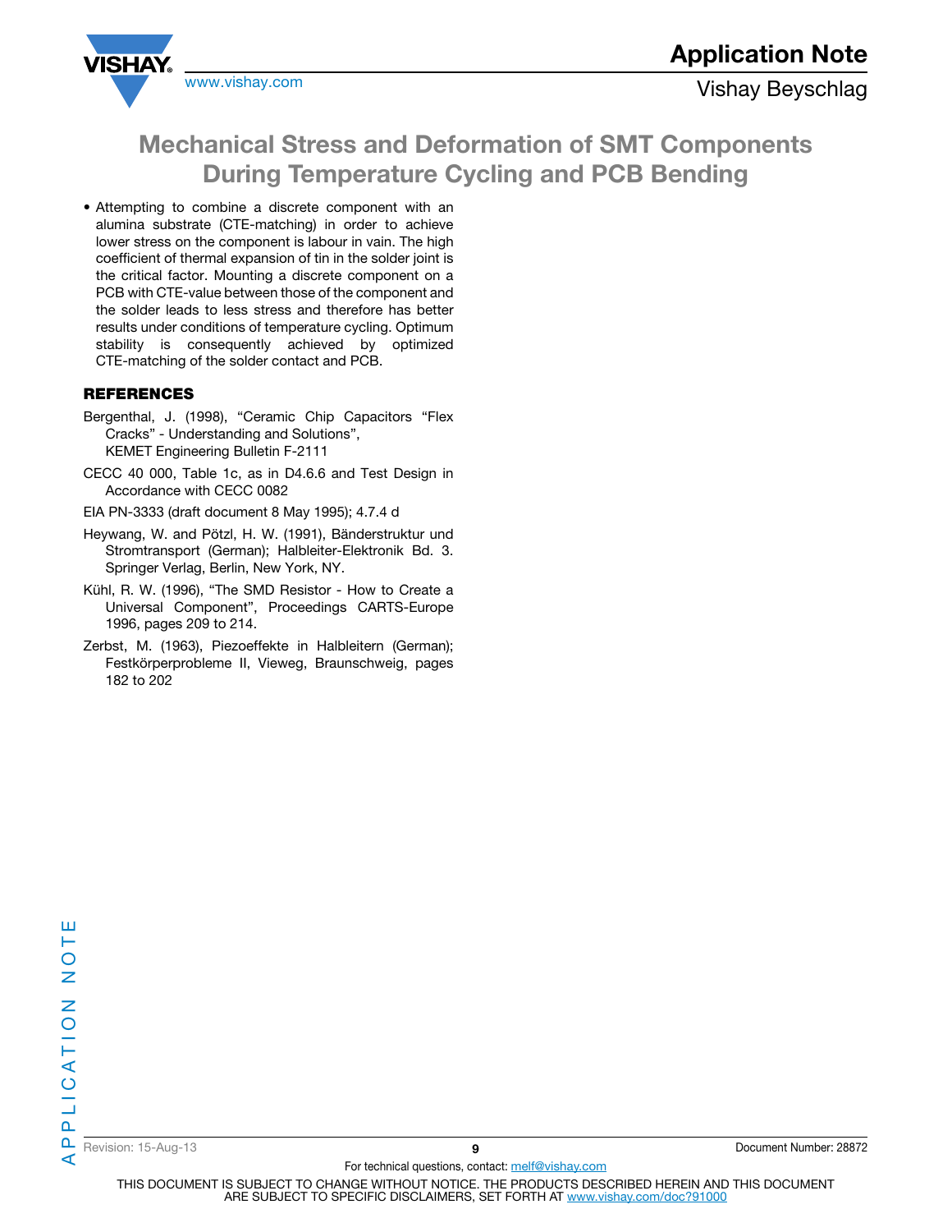- Attempting to combine a discrete component with an alumina substrate (CTE-matching) in order to achieve lower stress on the component is labour in vain. The high coefficient of thermal expansion of tin in the solder joint is the critical factor. Mounting a discrete component on a PCB with CTE-value between those of the component and the solder leads to less stress and therefore has better results under conditions of temperature cycling. Optimum stability is consequently achieved by optimized CTE-matching of the solder contact and PCB.

## REFERENCES

Bergenthal, J. (1998), "Ceramic Chip Capacitors "Flex Cracks" - Understanding and Solutions", KEMET Engineering Bulletin F-2111

CECC 40 000, Table 1c, as in D4.6.6 and Test Design in Accordance with CECC 0082

EIA PN-3333 (draft document 8 May 1995); 4.7.4 d

Heywang, W. and Pötzl, H. W. (1991), Bänderstruktur und Stromtransport (German); Halbleiter-Elektronik Bd. 3. Springer Verlag, Berlin, New York, NY.

Kühl, R. W. (1996), "The SMD Resistor - How to Create a Universal Component", Proceedings CARTS-Europe 1996, pages 209 to 214.

Zerbst, M. (1963), Piezoeffekte in Halbleitern (German); Festkörperprobleme II, Vieweg, Braunschweig, pages 182 to 202